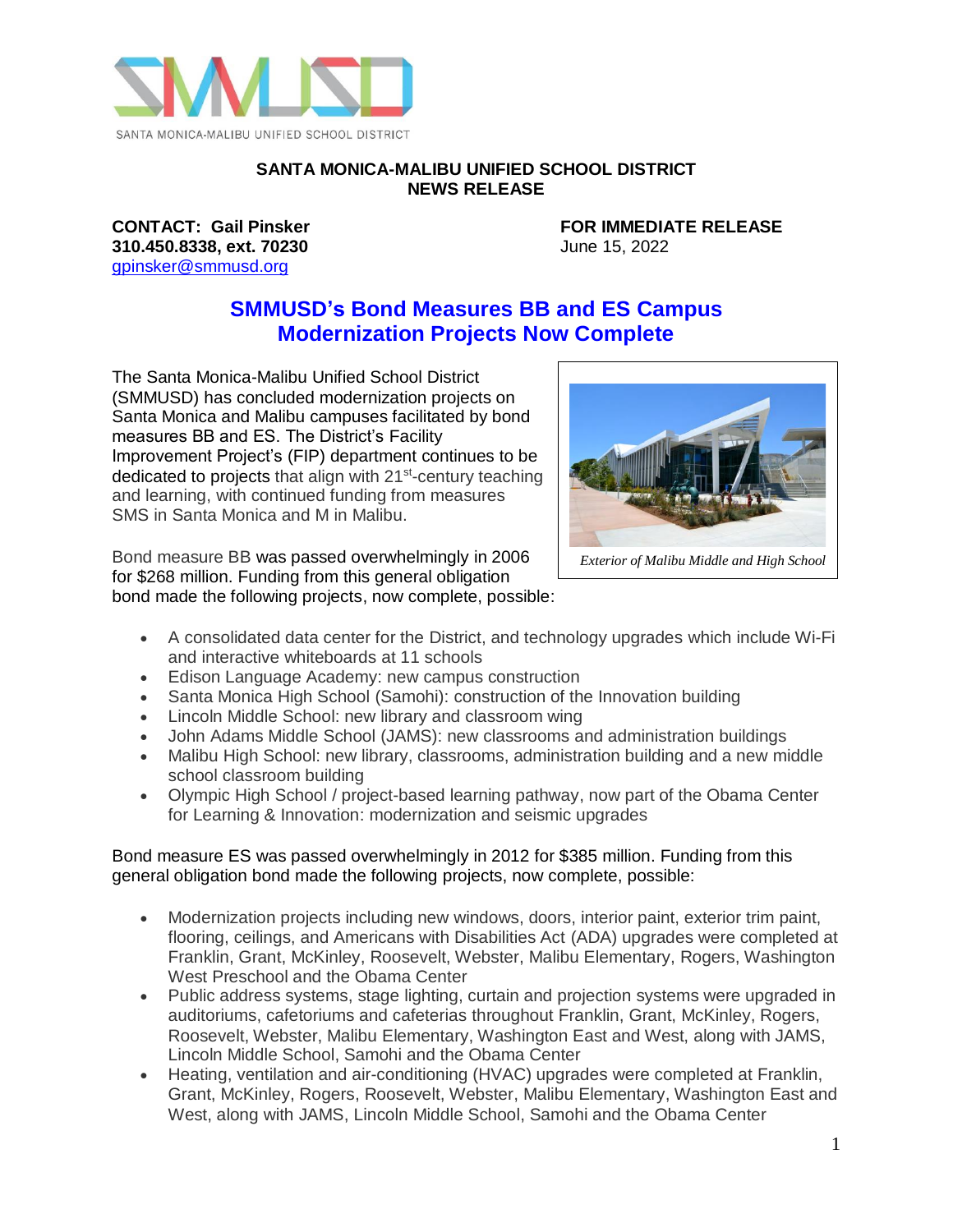SANTA MONICA-MALIBU UNIFIED SCHOOL DISTRICT

**SANTA MONICA-MALIBU UNIFIED SCHOOL DISTRICT**
**NEWS RELEASE**

**CONTACT: Gail Pinsker**
**310.450.8338, ext. 70230**
gpinsker@smmusd.org

**FOR IMMEDIATE RELEASE**
June 15, 2022

# SMMUSD's Bond Measures BB and ES Campus Modernization Projects Now Complete

The Santa Monica-Malibu Unified School District (SMMUSD) has concluded modernization projects on Santa Monica and Malibu campuses facilitated by bond measures BB and ES. The District's Facility Improvement Project's (FIP) department continues to be dedicated to projects that align with 21st-century teaching and learning, with continued funding from measures SMS in Santa Monica and M in Malibu.

*Exterior of Malibu Middle and High School*

Bond measure BB was passed overwhelmingly in 2006 for $268 million. Funding from this general obligation bond made the following projects, now complete, possible:

- A consolidated data center for the District, and technology upgrades which include Wi-Fi and interactive whiteboards at 11 schools
- Edison Language Academy: new campus construction
- Santa Monica High School (Samohi): construction of the Innovation building
- Lincoln Middle School: new library and classroom wing
- John Adams Middle School (JAMS): new classrooms and administration buildings
- Malibu High School: new library, classrooms, administration building and a new middle school classroom building
- Olympic High School / project-based learning pathway, now part of the Obama Center for Learning & Innovation: modernization and seismic upgrades

Bond measure ES was passed overwhelmingly in 2012 for $385 million. Funding from this general obligation bond made the following projects, now complete, possible:

- Modernization projects including new windows, doors, interior paint, exterior trim paint, flooring, ceilings, and Americans with Disabilities Act (ADA) upgrades were completed at Franklin, Grant, McKinley, Roosevelt, Webster, Malibu Elementary, Rogers, Washington West Preschool and the Obama Center
- Public address systems, stage lighting, curtain and projection systems were upgraded in auditoriums, cafetoriums and cafeterias throughout Franklin, Grant, McKinley, Rogers, Roosevelt, Webster, Malibu Elementary, Washington East and West, along with JAMS, Lincoln Middle School, Samohi and the Obama Center
- Heating, ventilation and air-conditioning (HVAC) upgrades were completed at Franklin, Grant, McKinley, Rogers, Roosevelt, Webster, Malibu Elementary, Washington East and West, along with JAMS, Lincoln Middle School, Samohi and the Obama Center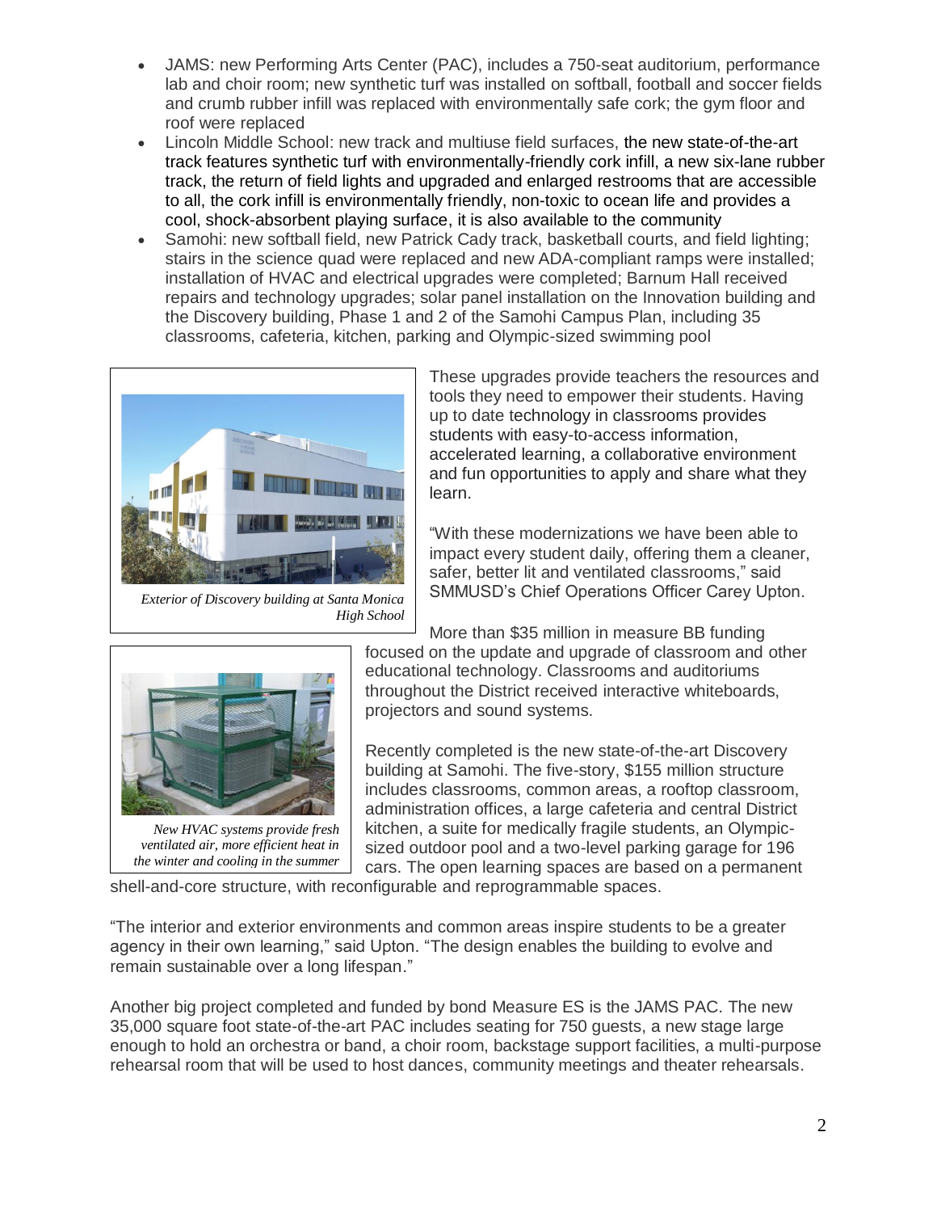- JAMS: new Performing Arts Center (PAC), includes a 750-seat auditorium, performance lab and choir room; new synthetic turf was installed on softball, football and soccer fields and crumb rubber infill was replaced with environmentally safe cork; the gym floor and roof were replaced
- Lincoln Middle School: new track and multiuse field surfaces, the new state-of-the-art track features synthetic turf with environmentally-friendly cork infill, a new six-lane rubber track, the return of field lights and upgraded and enlarged restrooms that are accessible to all, the cork infill is environmentally friendly, non-toxic to ocean life and provides a cool, shock-absorbent playing surface, it is also available to the community
- Samohi: new softball field, new Patrick Cady track, basketball courts, and field lighting; stairs in the science quad were replaced and new ADA-compliant ramps were installed; installation of HVAC and electrical upgrades were completed; Barnum Hall received repairs and technology upgrades; solar panel installation on the Innovation building and the Discovery building, Phase 1 and 2 of the Samohi Campus Plan, including 35 classrooms, cafeteria, kitchen, parking and Olympic-sized swimming pool

*Exterior of Discovery building at Santa Monica High School*

These upgrades provide teachers the resources and tools they need to empower their students. Having up to date technology in classrooms provides students with easy-to-access information, accelerated learning, a collaborative environment and fun opportunities to apply and share what they learn.

"With these modernizations we have been able to impact every student daily, offering them a cleaner, safer, better lit and ventilated classrooms," said SMMUSD's Chief Operations Officer Carey Upton.

More than $35 million in measure BB funding focused on the update and upgrade of classroom and other educational technology. Classrooms and auditoriums throughout the District received interactive whiteboards, projectors and sound systems.

*New HVAC systems provide fresh ventilated air, more efficient heat in the winter and cooling in the summer*

Recently completed is the new state-of-the-art Discovery building at Samohi. The five-story, $155 million structure includes classrooms, common areas, a rooftop classroom, administration offices, a large cafeteria and central District kitchen, a suite for medically fragile students, an Olympic-sized outdoor pool and a two-level parking garage for 196 cars. The open learning spaces are based on a permanent shell-and-core structure, with reconfigurable and reprogrammable spaces.

"The interior and exterior environments and common areas inspire students to be a greater agency in their own learning," said Upton. "The design enables the building to evolve and remain sustainable over a long lifespan."

Another big project completed and funded by bond Measure ES is the JAMS PAC. The new 35,000 square foot state-of-the-art PAC includes seating for 750 guests, a new stage large enough to hold an orchestra or band, a choir room, backstage support facilities, a multi-purpose rehearsal room that will be used to host dances, community meetings and theater rehearsals.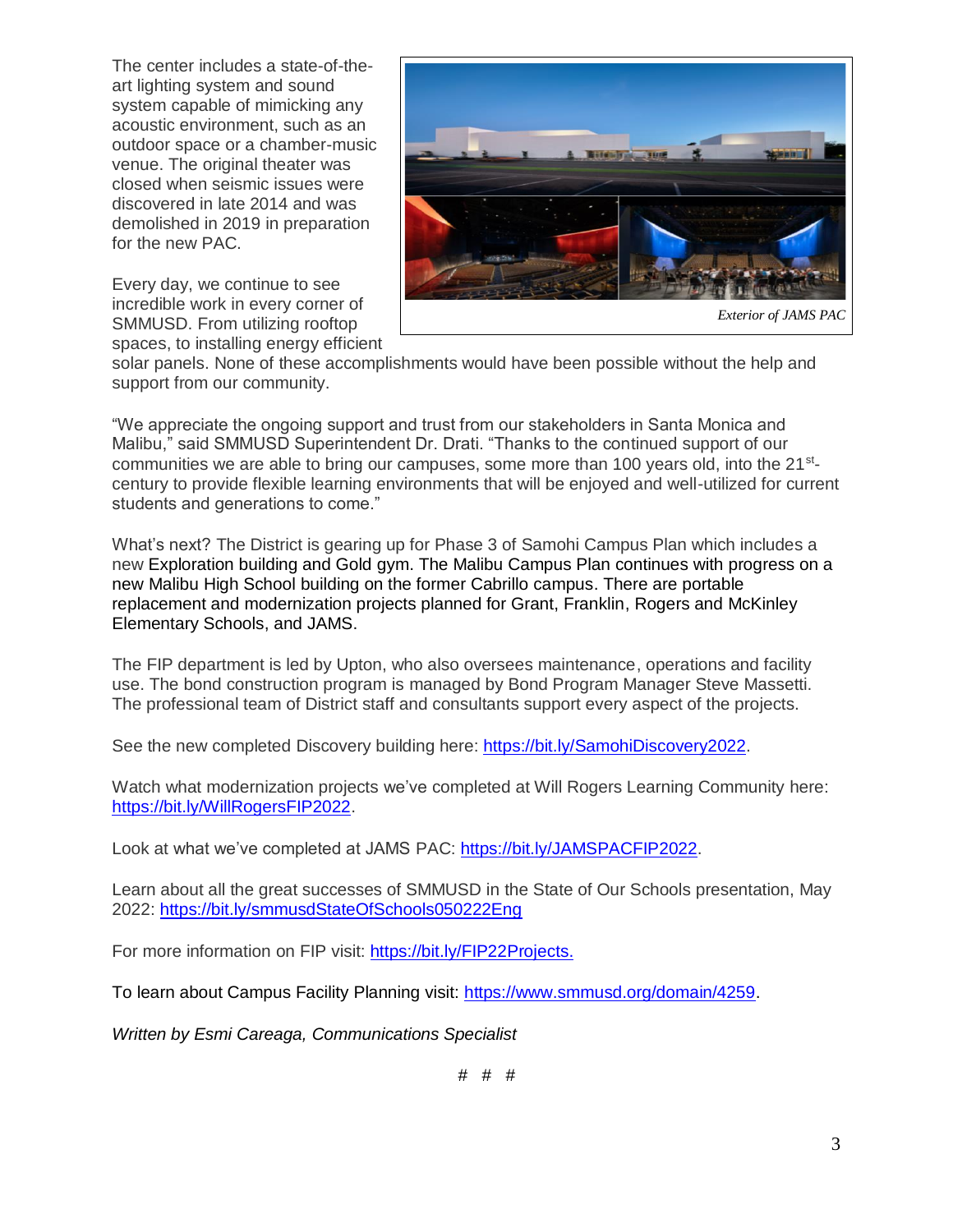The center includes a state-of-the-art lighting system and sound system capable of mimicking any acoustic environment, such as an outdoor space or a chamber-music venue. The original theater was closed when seismic issues were discovered in late 2014 and was demolished in 2019 in preparation for the new PAC.

*Exterior of JAMS PAC*

Every day, we continue to see incredible work in every corner of SMMUSD. From utilizing rooftop spaces, to installing energy efficient solar panels. None of these accomplishments would have been possible without the help and support from our community.

"We appreciate the ongoing support and trust from our stakeholders in Santa Monica and Malibu," said SMMUSD Superintendent Dr. Drati. "Thanks to the continued support of our communities we are able to bring our campuses, some more than 100 years old, into the 21st-century to provide flexible learning environments that will be enjoyed and well-utilized for current students and generations to come."

What's next? The District is gearing up for Phase 3 of Samohi Campus Plan which includes a new Exploration building and Gold gym. The Malibu Campus Plan continues with progress on a new Malibu High School building on the former Cabrillo campus. There are portable replacement and modernization projects planned for Grant, Franklin, Rogers and McKinley Elementary Schools, and JAMS.

The FIP department is led by Upton, who also oversees maintenance, operations and facility use. The bond construction program is managed by Bond Program Manager Steve Massetti. The professional team of District staff and consultants support every aspect of the projects.

See the new completed Discovery building here: https://bit.ly/SamohiDiscovery2022.

Watch what modernization projects we've completed at Will Rogers Learning Community here: https://bit.ly/WillRogersFIP2022.

Look at what we've completed at JAMS PAC: https://bit.ly/JAMSPACFIP2022.

Learn about all the great successes of SMMUSD in the State of Our Schools presentation, May 2022: https://bit.ly/smmusdStateOfSchools050222Eng

For more information on FIP visit: https://bit.ly/FIP22Projects.

To learn about Campus Facility Planning visit: https://www.smmusd.org/domain/4259.

*Written by Esmi Careaga, Communications Specialist*

# # #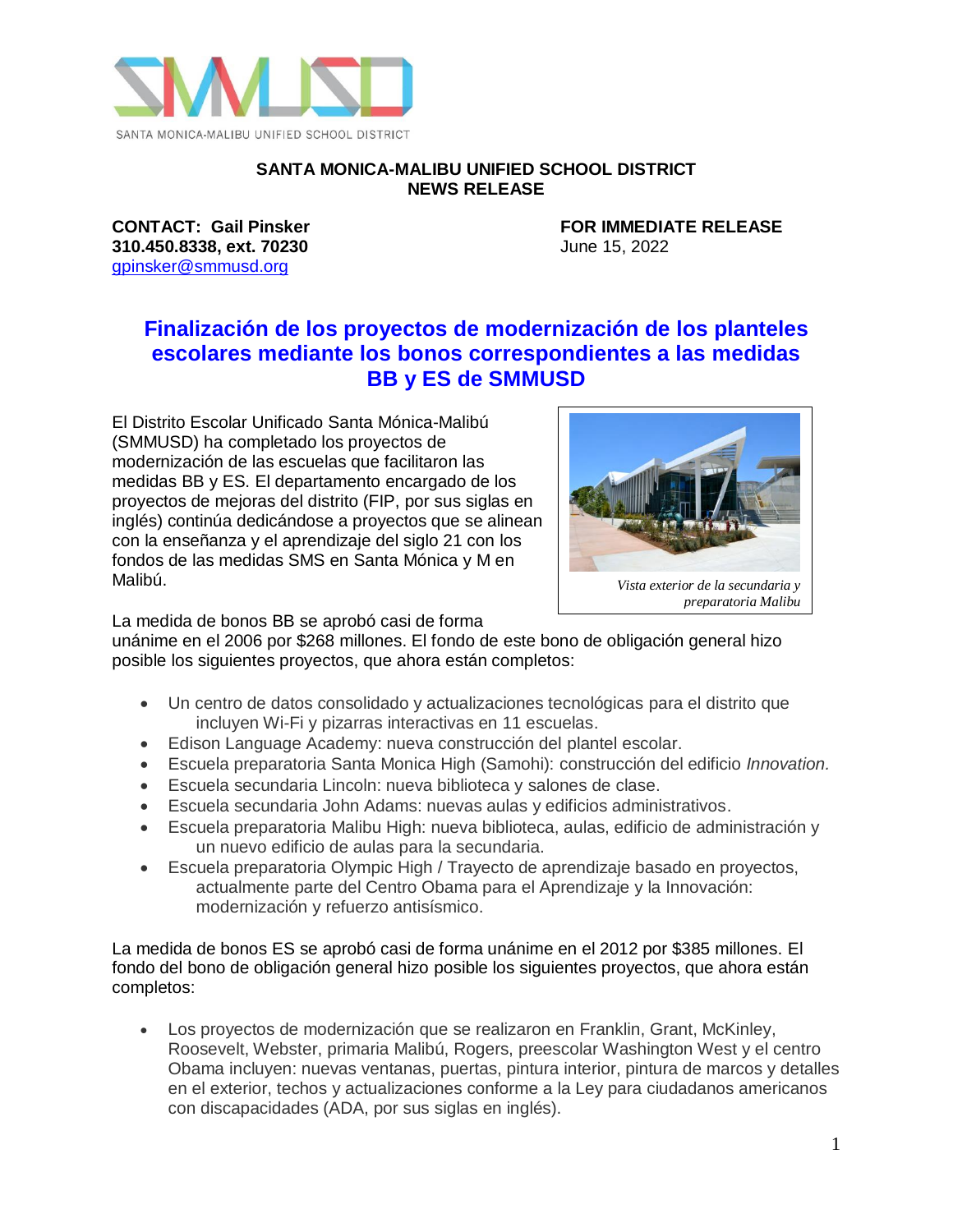SANTA MONICA-MALIBU UNIFIED SCHOOL DISTRICT

**SANTA MONICA-MALIBU UNIFIED SCHOOL DISTRICT**
**NEWS RELEASE**

**CONTACT: Gail Pinsker**
**310.450.8338, ext. 70230**
gpinsker@smmusd.org

**FOR IMMEDIATE RELEASE**
June 15, 2022

# Finalización de los proyectos de modernización de los planteles escolares mediante los bonos correspondientes a las medidas BB y ES de SMMUSD

El Distrito Escolar Unificado Santa Mónica-Malibú (SMMUSD) ha completado los proyectos de modernización de las escuelas que facilitaron las medidas BB y ES. El departamento encargado de los proyectos de mejoras del distrito (FIP, por sus siglas en inglés) continúa dedicándose a proyectos que se alinean con la enseñanza y el aprendizaje del siglo 21 con los fondos de las medidas SMS en Santa Mónica y M en Malibú.

*Vista exterior de la secundaria y preparatoria Malibu*

La medida de bonos BB se aprobó casi de forma unánime en el 2006 por $268 millones. El fondo de este bono de obligación general hizo posible los siguientes proyectos, que ahora están completos:

- Un centro de datos consolidado y actualizaciones tecnológicas para el distrito que incluyen Wi-Fi y pizarras interactivas en 11 escuelas.
- Edison Language Academy: nueva construcción del plantel escolar.
- Escuela preparatoria Santa Monica High (Samohi): construcción del edificio *Innovation*.
- Escuela secundaria Lincoln: nueva biblioteca y salones de clase.
- Escuela secundaria John Adams: nuevas aulas y edificios administrativos.
- Escuela preparatoria Malibu High: nueva biblioteca, aulas, edificio de administración y un nuevo edificio de aulas para la secundaria.
- Escuela preparatoria Olympic High / Trayecto de aprendizaje basado en proyectos, actualmente parte del Centro Obama para el Aprendizaje y la Innovación: modernización y refuerzo antisísmico.

La medida de bonos ES se aprobó casi de forma unánime en el 2012 por $385 millones. El fondo del bono de obligación general hizo posible los siguientes proyectos, que ahora están completos:

- Los proyectos de modernización que se realizaron en Franklin, Grant, McKinley, Roosevelt, Webster, primaria Malibú, Rogers, preescolar Washington West y el centro Obama incluyen: nuevas ventanas, puertas, pintura interior, pintura de marcos y detalles en el exterior, techos y actualizaciones conforme a la Ley para ciudadanos americanos con discapacidades (ADA, por sus siglas en inglés).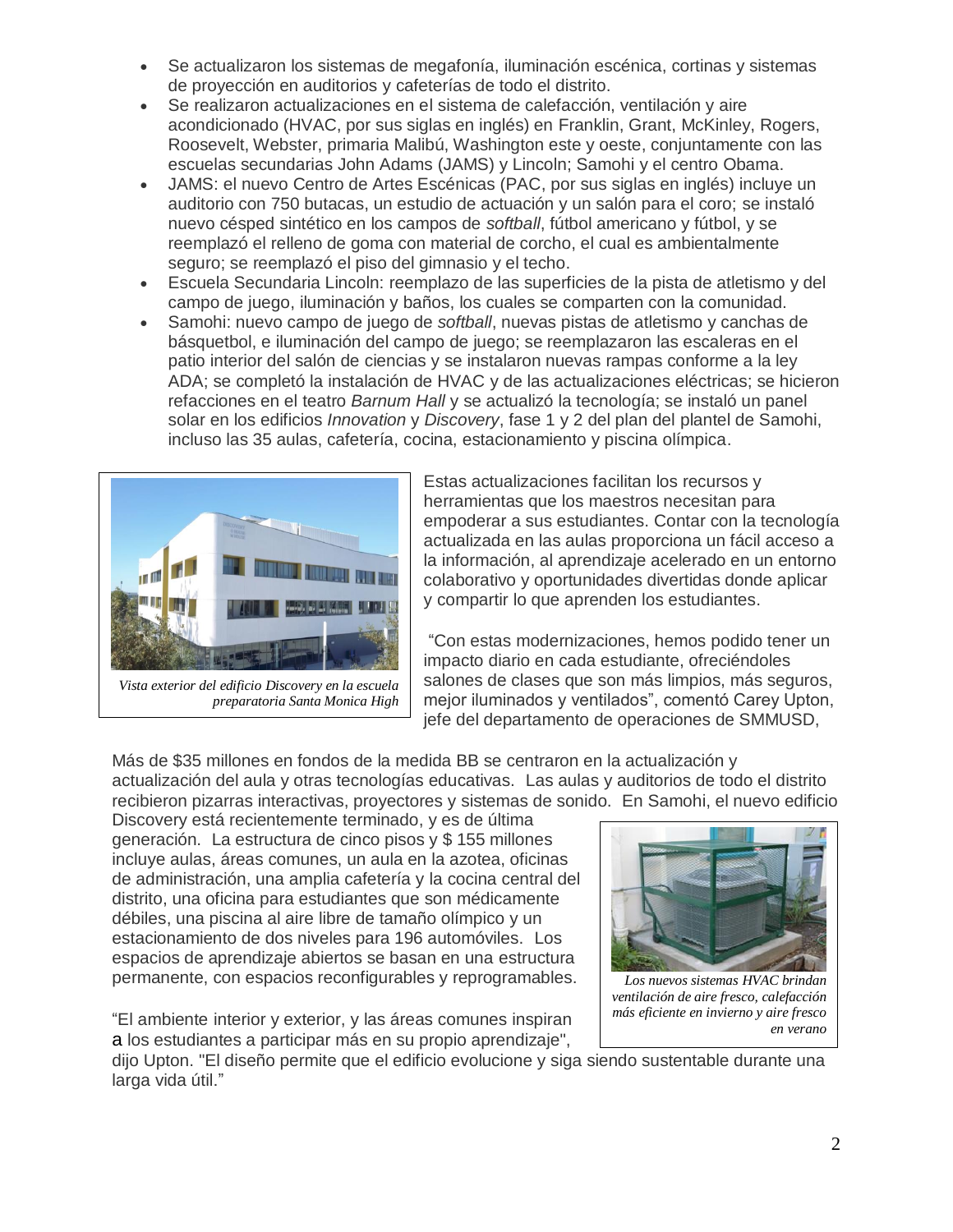- Se actualizaron los sistemas de megafonía, iluminación escénica, cortinas y sistemas de proyección en auditorios y cafeterías de todo el distrito.
- Se realizaron actualizaciones en el sistema de calefacción, ventilación y aire acondicionado (HVAC, por sus siglas en inglés) en Franklin, Grant, McKinley, Rogers, Roosevelt, Webster, primaria Malibú, Washington este y oeste, conjuntamente con las escuelas secundarias John Adams (JAMS) y Lincoln; Samohi y el centro Obama.
- JAMS: el nuevo Centro de Artes Escénicas (PAC, por sus siglas en inglés) incluye un auditorio con 750 butacas, un estudio de actuación y un salón para el coro; se instaló nuevo césped sintético en los campos de *softball*, fútbol americano y fútbol, y se reemplazó el relleno de goma con material de corcho, el cual es ambientalmente seguro; se reemplazó el piso del gimnasio y el techo.
- Escuela Secundaria Lincoln: reemplazo de las superficies de la pista de atletismo y del campo de juego, iluminación y baños, los cuales se comparten con la comunidad.
- Samohi: nuevo campo de juego de *softball*, nuevas pistas de atletismo y canchas de básquetbol, e iluminación del campo de juego; se reemplazaron las escaleras en el patio interior del salón de ciencias y se instalaron nuevas rampas conforme a la ley ADA; se completó la instalación de HVAC y de las actualizaciones eléctricas; se hicieron refacciones en el teatro *Barnum Hall* y se actualizó la tecnología; se instaló un panel solar en los edificios *Innovation* y *Discovery*, fase 1 y 2 del plan del plantel de Samohi, incluso las 35 aulas, cafetería, cocina, estacionamiento y piscina olímpica.

*Vista exterior del edificio Discovery en la escuela preparatoria Santa Monica High*

Estas actualizaciones facilitan los recursos y herramientas que los maestros necesitan para empoderar a sus estudiantes. Contar con la tecnología actualizada en las aulas proporciona un fácil acceso a la información, al aprendizaje acelerado en un entorno colaborativo y oportunidades divertidas donde aplicar y compartir lo que aprenden los estudiantes.

"Con estas modernizaciones, hemos podido tener un impacto diario en cada estudiante, ofreciéndoles salones de clases que son más limpios, más seguros, mejor iluminados y ventilados", comentó Carey Upton, jefe del departamento de operaciones de SMMUSD,

Más de $35 millones en fondos de la medida BB se centraron en la actualización y actualización del aula y otras tecnologías educativas. Las aulas y auditorios de todo el distrito recibieron pizarras interactivas, proyectores y sistemas de sonido. En Samohi, el nuevo edificio Discovery está recientemente terminado, y es de última generación. La estructura de cinco pisos y $ 155 millones incluye aulas, áreas comunes, un aula en la azotea, oficinas de administración, una amplia cafetería y la cocina central del distrito, una oficina para estudiantes que son médicamente débiles, una piscina al aire libre de tamaño olímpico y un estacionamiento de dos niveles para 196 automóviles. Los espacios de aprendizaje abiertos se basan en una estructura permanente, con espacios reconfigurables y reprogramables.

*Los nuevos sistemas HVAC brindan ventilación de aire fresco, calefacción más eficiente en invierno y aire fresco en verano*

"El ambiente interior y exterior, y las áreas comunes inspiran a los estudiantes a participar más en su propio aprendizaje", dijo Upton. "El diseño permite que el edificio evolucione y siga siendo sustentable durante una larga vida útil."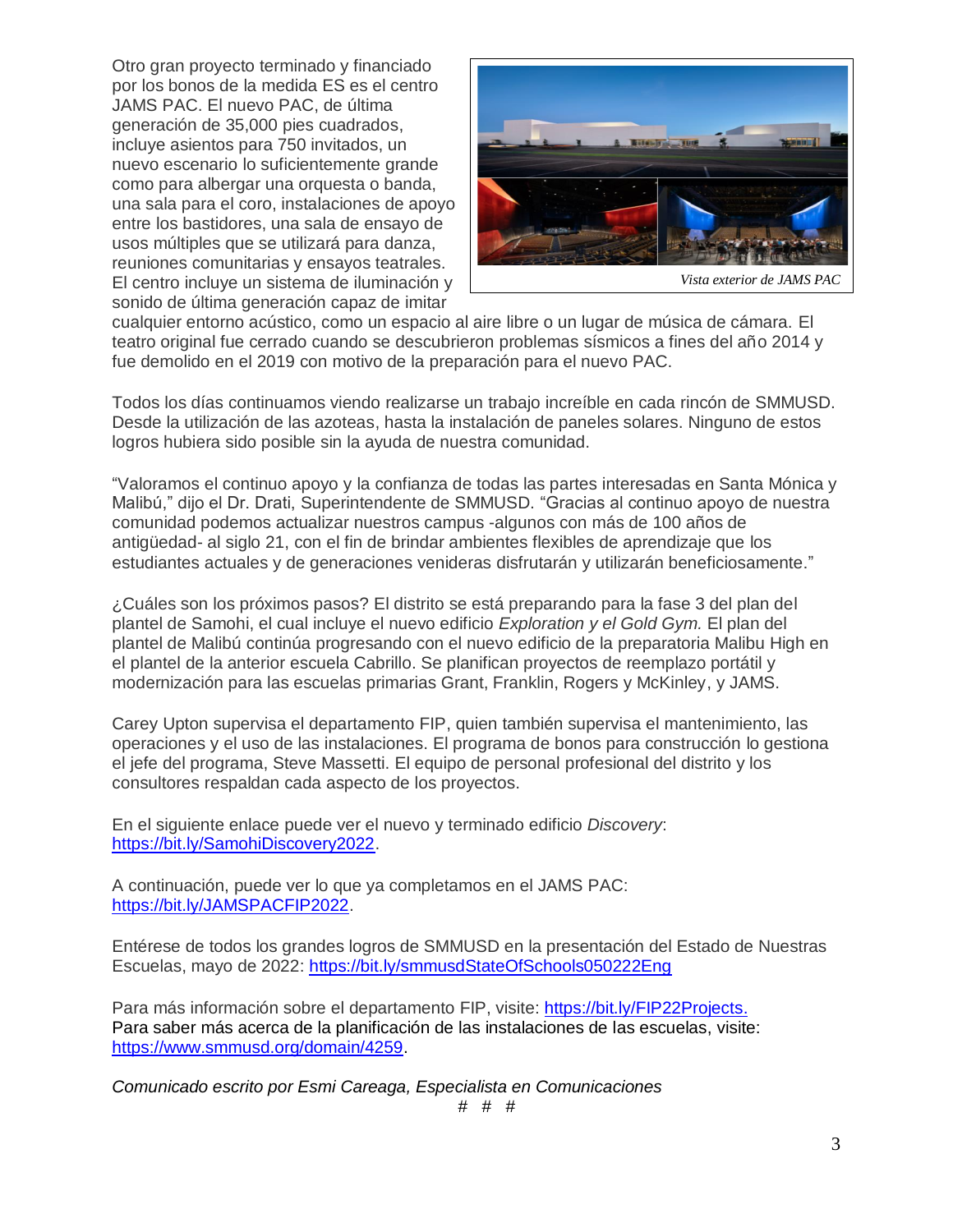Otro gran proyecto terminado y financiado por los bonos de la medida ES es el centro JAMS PAC. El nuevo PAC, de última generación de 35,000 pies cuadrados, incluye asientos para 750 invitados, un nuevo escenario lo suficientemente grande como para albergar una orquesta o banda, una sala para el coro, instalaciones de apoyo entre los bastidores, una sala de ensayo de usos múltiples que se utilizará para danza, reuniones comunitarias y ensayos teatrales. El centro incluye un sistema de iluminación y sonido de última generación capaz de imitar cualquier entorno acústico, como un espacio al aire libre o un lugar de música de cámara. El teatro original fue cerrado cuando se descubrieron problemas sísmicos a fines del año 2014 y fue demolido en el 2019 con motivo de la preparación para el nuevo PAC.

*Vista exterior de JAMS PAC*

Todos los días continuamos viendo realizarse un trabajo increíble en cada rincón de SMMUSD. Desde la utilización de las azoteas, hasta la instalación de paneles solares. Ninguno de estos logros hubiera sido posible sin la ayuda de nuestra comunidad.

“Valoramos el continuo apoyo y la confianza de todas las partes interesadas en Santa Mónica y Malibú,” dijo el Dr. Drati, Superintendente de SMMUSD. “Gracias al continuo apoyo de nuestra comunidad podemos actualizar nuestros campus -algunos con más de 100 años de antigüedad- al siglo 21, con el fin de brindar ambientes flexibles de aprendizaje que los estudiantes actuales y de generaciones venideras disfrutarán y utilizarán beneficiosamente.”

¿Cuáles son los próximos pasos? El distrito se está preparando para la fase 3 del plan del plantel de Samohi, el cual incluye el nuevo edificio *Exploration y el Gold Gym.* El plan del plantel de Malibú continúa progresando con el nuevo edificio de la preparatoria Malibu High en el plantel de la anterior escuela Cabrillo. Se planifican proyectos de reemplazo portátil y modernización para las escuelas primarias Grant, Franklin, Rogers y McKinley, y JAMS.

Carey Upton supervisa el departamento FIP, quien también supervisa el mantenimiento, las operaciones y el uso de las instalaciones. El programa de bonos para construcción lo gestiona el jefe del programa, Steve Massetti. El equipo de personal profesional del distrito y los consultores respaldan cada aspecto de los proyectos.

En el siguiente enlace puede ver el nuevo y terminado edificio *Discovery*: https://bit.ly/SamohiDiscovery2022.

A continuación, puede ver lo que ya completamos en el JAMS PAC: https://bit.ly/JAMSPACFIP2022.

Entérese de todos los grandes logros de SMMUSD en la presentación del Estado de Nuestras Escuelas, mayo de 2022: https://bit.ly/smmusdStateOfSchools050222Eng

Para más información sobre el departamento FIP, visite: https://bit.ly/FIP22Projects.
Para saber más acerca de la planificación de las instalaciones de las escuelas, visite: https://www.smmusd.org/domain/4259.

*Comunicado escrito por Esmi Careaga, Especialista en Comunicaciones*

# # #